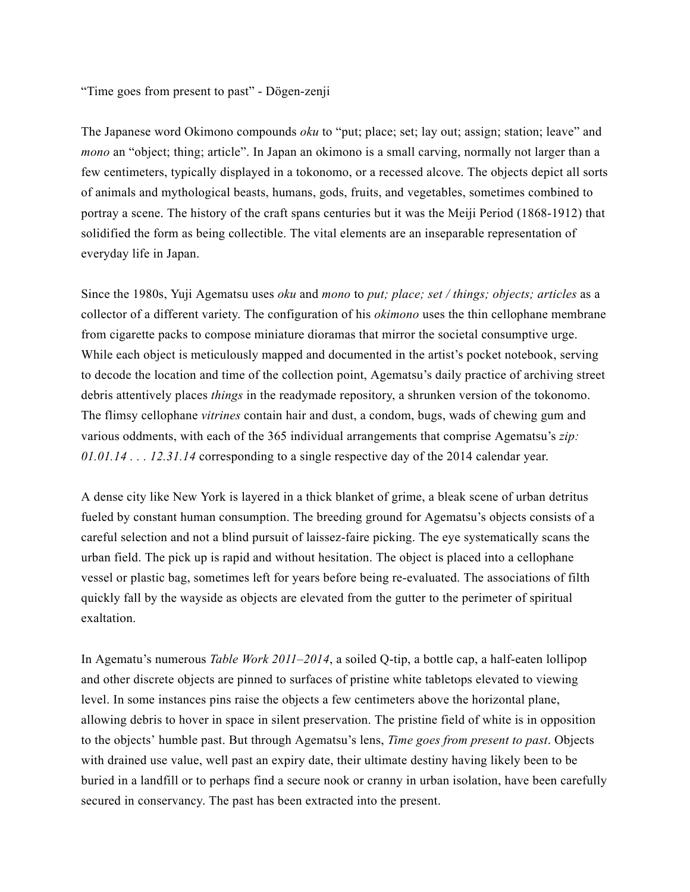“Time goes from present to past” - Dögen-zenji

The Japanese word Okimono compounds *oku* to “put; place; set; lay out; assign; station; leave” and *mono* an “object; thing; article”. In Japan an okimono is a small carving, normally not larger than a few centimeters, typically displayed in a tokonomo, or a recessed alcove. The objects depict all sorts of animals and mythological beasts, humans, gods, fruits, and vegetables, sometimes combined to portray a scene. The history of the craft spans centuries but it was the Meiji Period (1868-1912) that solidified the form as being collectible. The vital elements are an inseparable representation of everyday life in Japan.

Since the 1980s, Yuji Agematsu uses *oku* and *mono* to *put; place; set / things; objects; articles* as a collector of a different variety. The configuration of his *okimono* uses the thin cellophane membrane from cigarette packs to compose miniature dioramas that mirror the societal consumptive urge. While each object is meticulously mapped and documented in the artist’s pocket notebook, serving to decode the location and time of the collection point, Agematsu’s daily practice of archiving street debris attentively places *things* in the readymade repository, a shrunken version of the tokonomo. The flimsy cellophane *vitrines* contain hair and dust, a condom, bugs, wads of chewing gum and various oddments, with each of the 365 individual arrangements that comprise Agematsu’s *zip: 01.01.14 . . . 12.31.14* corresponding to a single respective day of the 2014 calendar year.

A dense city like New York is layered in a thick blanket of grime, a bleak scene of urban detritus fueled by constant human consumption. The breeding ground for Agematsu’s objects consists of a careful selection and not a blind pursuit of laissez-faire picking. The eye systematically scans the urban field. The pick up is rapid and without hesitation. The object is placed into a cellophane vessel or plastic bag, sometimes left for years before being re-evaluated. The associations of filth quickly fall by the wayside as objects are elevated from the gutter to the perimeter of spiritual exaltation.

In Agematu’s numerous *Table Work 2011–2014*, a soiled Q-tip, a bottle cap, a half-eaten lollipop and other discrete objects are pinned to surfaces of pristine white tabletops elevated to viewing level. In some instances pins raise the objects a few centimeters above the horizontal plane, allowing debris to hover in space in silent preservation. The pristine field of white is in opposition to the objects’ humble past. But through Agematsu’s lens, *Time goes from present to past*. Objects with drained use value, well past an expiry date, their ultimate destiny having likely been to be buried in a landfill or to perhaps find a secure nook or cranny in urban isolation, have been carefully secured in conservancy. The past has been extracted into the present.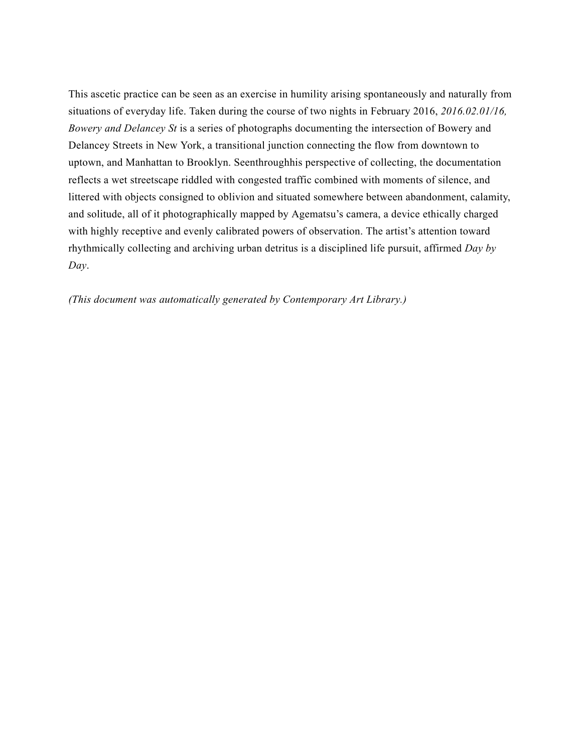This ascetic practice can be seen as an exercise in humility arising spontaneously and naturally from situations of everyday life. Taken during the course of two nights in February 2016, *2016.02.01/16, Bowery and Delancey St* is a series of photographs documenting the intersection of Bowery and Delancey Streets in New York, a transitional junction connecting the flow from downtown to uptown, and Manhattan to Brooklyn. Seenthroughhis perspective of collecting, the documentation reflects a wet streetscape riddled with congested traffic combined with moments of silence, and littered with objects consigned to oblivion and situated somewhere between abandonment, calamity, and solitude, all of it photographically mapped by Agematsu's camera, a device ethically charged with highly receptive and evenly calibrated powers of observation. The artist's attention toward rhythmically collecting and archiving urban detritus is a disciplined life pursuit, affirmed *Day by Day*.

*(This document was automatically generated by Contemporary Art Library.)*